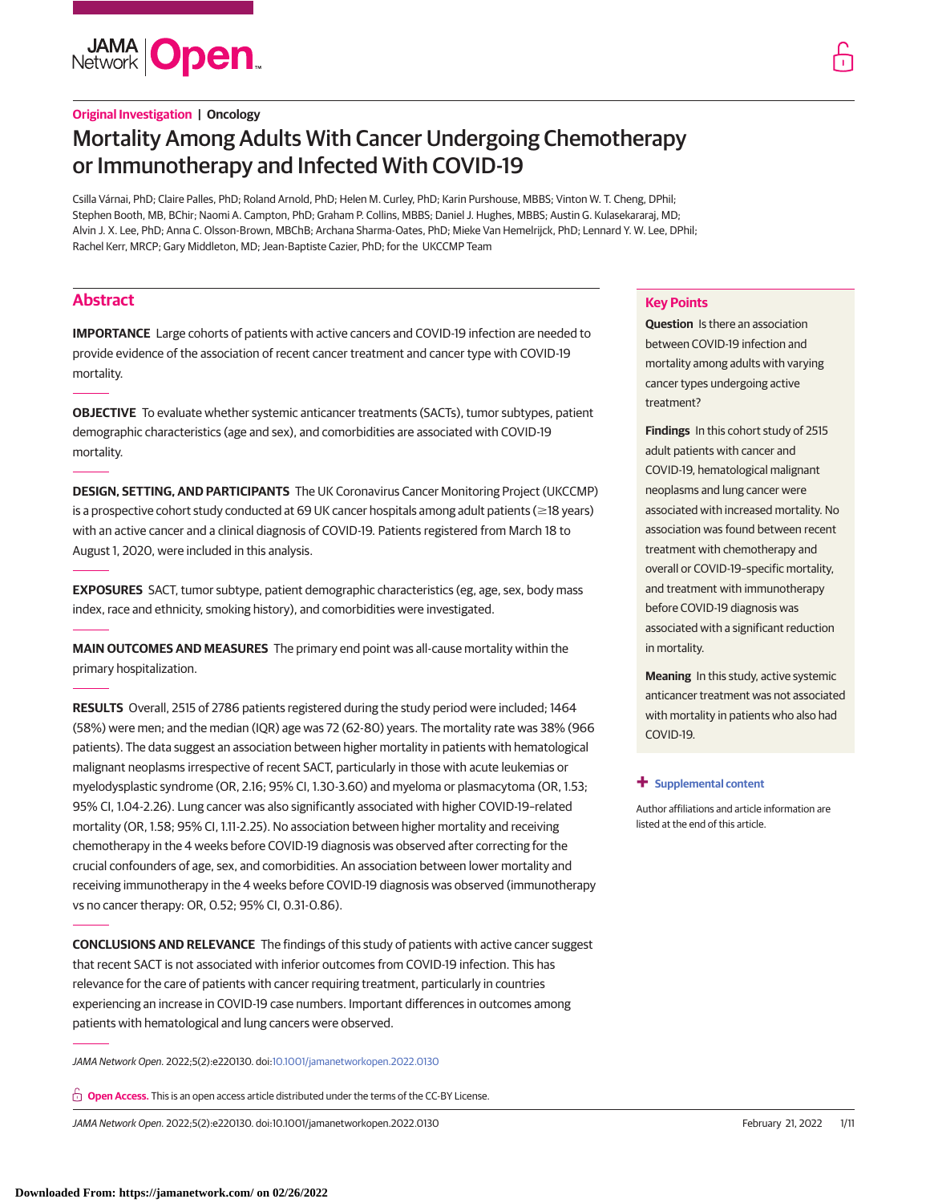Original Investigation | Oncology

# Mortality Among Adults With Cancer Undergoing Chemotherapy or Immunotherapy and Infected With COVID-19

Csilla Várnai, PhD; Claire Palles, PhD; Roland Arnold, PhD; Helen M. Curley, PhD; Karin Purshouse, MBBS; Vinton W. T. Cheng, DPhil; Stephen Booth, MB, BChir; Naomi A. Campton, PhD; Graham P. Collins, MBBS; Daniel J. Hughes, MBBS; Austin G. Kulasekararaj, MD; Alvin J. X. Lee, PhD; Anna C. Olsson-Brown, MBChB; Archana Sharma-Oates, PhD; Mieke Van Hemelrijck, PhD; Lennard Y. W. Lee, DPhil; Rachel Kerr, MRCP; Gary Middleton, MD; Jean-Baptiste Cazier, PhD; for the UKCCMP Team

## Abstract

**IMPORTANCE** Large cohorts of patients with active cancers and COVID-19 infection are needed to provide evidence of the association of recent cancer treatment and cancer type with COVID-19 mortality.

**OBJECTIVE** To evaluate whether systemic anticancer treatments (SACTs), tumor subtypes, patient demographic characteristics (age and sex), and comorbidities are associated with COVID-19 mortality.

**DESIGN, SETTING, AND PARTICIPANTS** The UK Coronavirus Cancer Monitoring Project (UKCCMP) is a prospective cohort study conducted at 69 UK cancer hospitals among adult patients (≥18 years) with an active cancer and a clinical diagnosis of COVID-19. Patients registered from March 18 to August 1, 2020, were included in this analysis.

**EXPOSURES** SACT, tumor subtype, patient demographic characteristics (eg, age, sex, body mass index, race and ethnicity, smoking history), and comorbidities were investigated.

**MAIN OUTCOMES AND MEASURES** The primary end point was all-cause mortality within the primary hospitalization.

**RESULTS** Overall, 2515 of 2786 patients registered during the study period were included; 1464 (58%) were men; and the median (IQR) age was 72 (62-80) years. The mortality rate was 38% (966 patients). The data suggest an association between higher mortality in patients with hematological malignant neoplasms irrespective of recent SACT, particularly in those with acute leukemias or myelodysplastic syndrome (OR, 2.16; 95% CI, 1.30-3.60) and myeloma or plasmacytoma (OR, 1.53; 95% CI, 1.04-2.26). Lung cancer was also significantly associated with higher COVID-19–related mortality (OR, 1.58; 95% CI, 1.11-2.25). No association between higher mortality and receiving chemotherapy in the 4 weeks before COVID-19 diagnosis was observed after correcting for the crucial confounders of age, sex, and comorbidities. An association between lower mortality and receiving immunotherapy in the 4 weeks before COVID-19 diagnosis was observed (immunotherapy vs no cancer therapy: OR, 0.52; 95% CI, 0.31-0.86).

**CONCLUSIONS AND RELEVANCE** The findings of this study of patients with active cancer suggest that recent SACT is not associated with inferior outcomes from COVID-19 infection. This has relevance for the care of patients with cancer requiring treatment, particularly in countries experiencing an increase in COVID-19 case numbers. Important differences in outcomes among patients with hematological and lung cancers were observed.

*JAMA Network Open*. 2022;5(2):e220130. doi:10.1001/jamanetworkopen.2022.0130

## Key Points

**Question** Is there an association between COVID-19 infection and mortality among adults with varying cancer types undergoing active treatment?

**Findings** In this cohort study of 2515 adult patients with cancer and COVID-19, hematological malignant neoplasms and lung cancer were associated with increased mortality. No association was found between recent treatment with chemotherapy and overall or COVID-19–specific mortality, and treatment with immunotherapy before COVID-19 diagnosis was associated with a significant reduction in mortality.

**Meaning** In this study, active systemic anticancer treatment was not associated with mortality in patients who also had COVID-19.

+ Supplemental content

Author affiliations and article information are listed at the end of this article.

**Open Access.** This is an open access article distributed under the terms of the CC-BY License.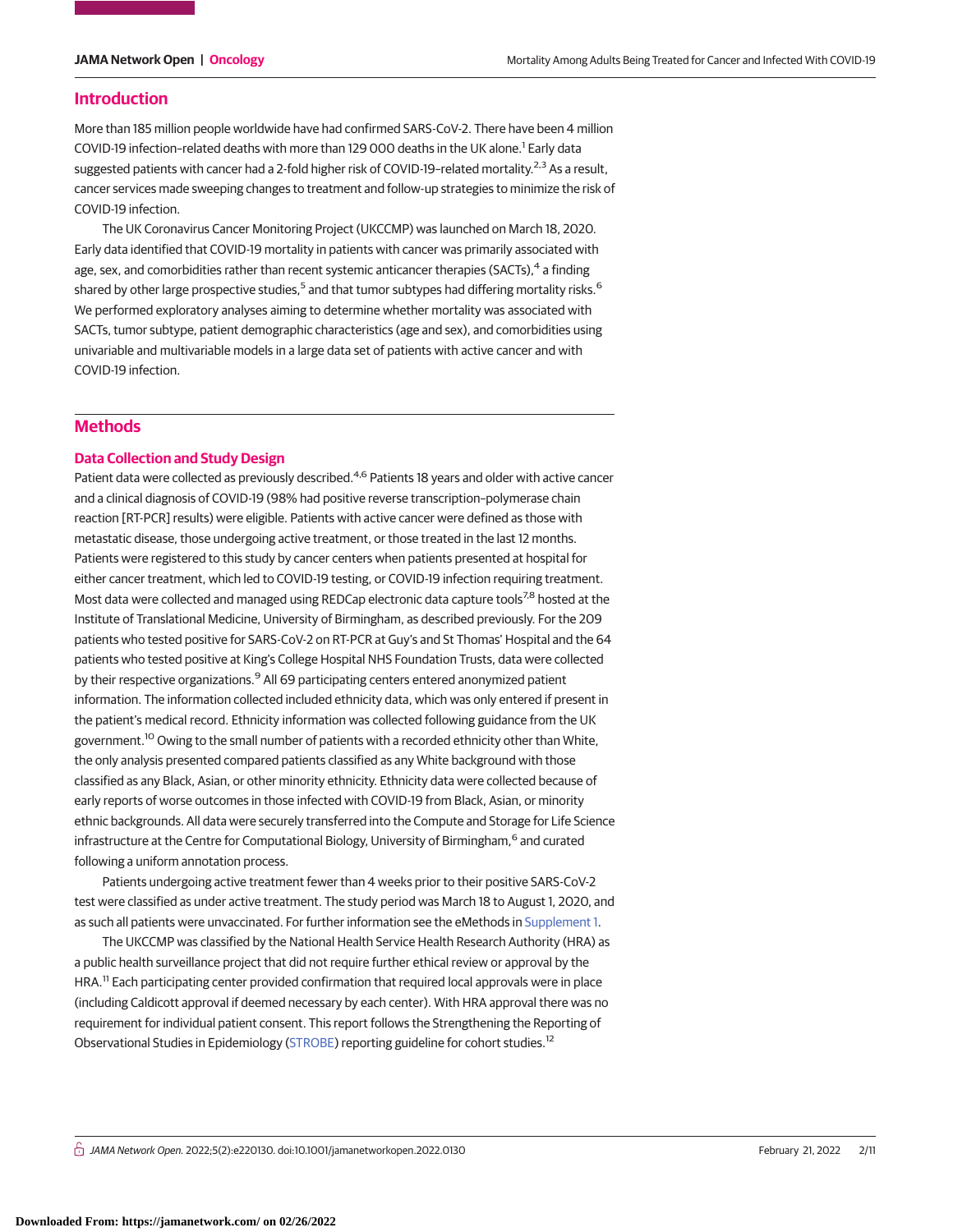## Introduction

More than 185 million people worldwide have had confirmed SARS-CoV-2. There have been 4 million COVID-19 infection–related deaths with more than 129 000 deaths in the UK alone.[1] Early data suggested patients with cancer had a 2-fold higher risk of COVID-19–related mortality.[2,3] As a result, cancer services made sweeping changes to treatment and follow-up strategies to minimize the risk of COVID-19 infection.

The UK Coronavirus Cancer Monitoring Project (UKCCMP) was launched on March 18, 2020. Early data identified that COVID-19 mortality in patients with cancer was primarily associated with age, sex, and comorbidities rather than recent systemic anticancer therapies (SACTs),[4] a finding shared by other large prospective studies,[5] and that tumor subtypes had differing mortality risks.[6] We performed exploratory analyses aiming to determine whether mortality was associated with SACTs, tumor subtype, patient demographic characteristics (age and sex), and comorbidities using univariable and multivariable models in a large data set of patients with active cancer and with COVID-19 infection.

## Methods

### Data Collection and Study Design

Patient data were collected as previously described.[4,6] Patients 18 years and older with active cancer and a clinical diagnosis of COVID-19 (98% had positive reverse transcription–polymerase chain reaction [RT-PCR] results) were eligible. Patients with active cancer were defined as those with metastatic disease, those undergoing active treatment, or those treated in the last 12 months. Patients were registered to this study by cancer centers when patients presented at hospital for either cancer treatment, which led to COVID-19 testing, or COVID-19 infection requiring treatment. Most data were collected and managed using REDCap electronic data capture tools[7,8] hosted at the Institute of Translational Medicine, University of Birmingham, as described previously. For the 209 patients who tested positive for SARS-CoV-2 on RT-PCR at Guy's and St Thomas' Hospital and the 64 patients who tested positive at King's College Hospital NHS Foundation Trusts, data were collected by their respective organizations.[9] All 69 participating centers entered anonymized patient information. The information collected included ethnicity data, which was only entered if present in the patient's medical record. Ethnicity information was collected following guidance from the UK government.[10] Owing to the small number of patients with a recorded ethnicity other than White, the only analysis presented compared patients classified as any White background with those classified as any Black, Asian, or other minority ethnicity. Ethnicity data were collected because of early reports of worse outcomes in those infected with COVID-19 from Black, Asian, or minority ethnic backgrounds. All data were securely transferred into the Compute and Storage for Life Science infrastructure at the Centre for Computational Biology, University of Birmingham,[6] and curated following a uniform annotation process.

Patients undergoing active treatment fewer than 4 weeks prior to their positive SARS-CoV-2 test were classified as under active treatment. The study period was March 18 to August 1, 2020, and as such all patients were unvaccinated. For further information see the eMethods in Supplement 1.

The UKCCMP was classified by the National Health Service Health Research Authority (HRA) as a public health surveillance project that did not require further ethical review or approval by the HRA.[11] Each participating center provided confirmation that required local approvals were in place (including Caldicott approval if deemed necessary by each center). With HRA approval there was no requirement for individual patient consent. This report follows the Strengthening the Reporting of Observational Studies in Epidemiology (STROBE) reporting guideline for cohort studies.[12]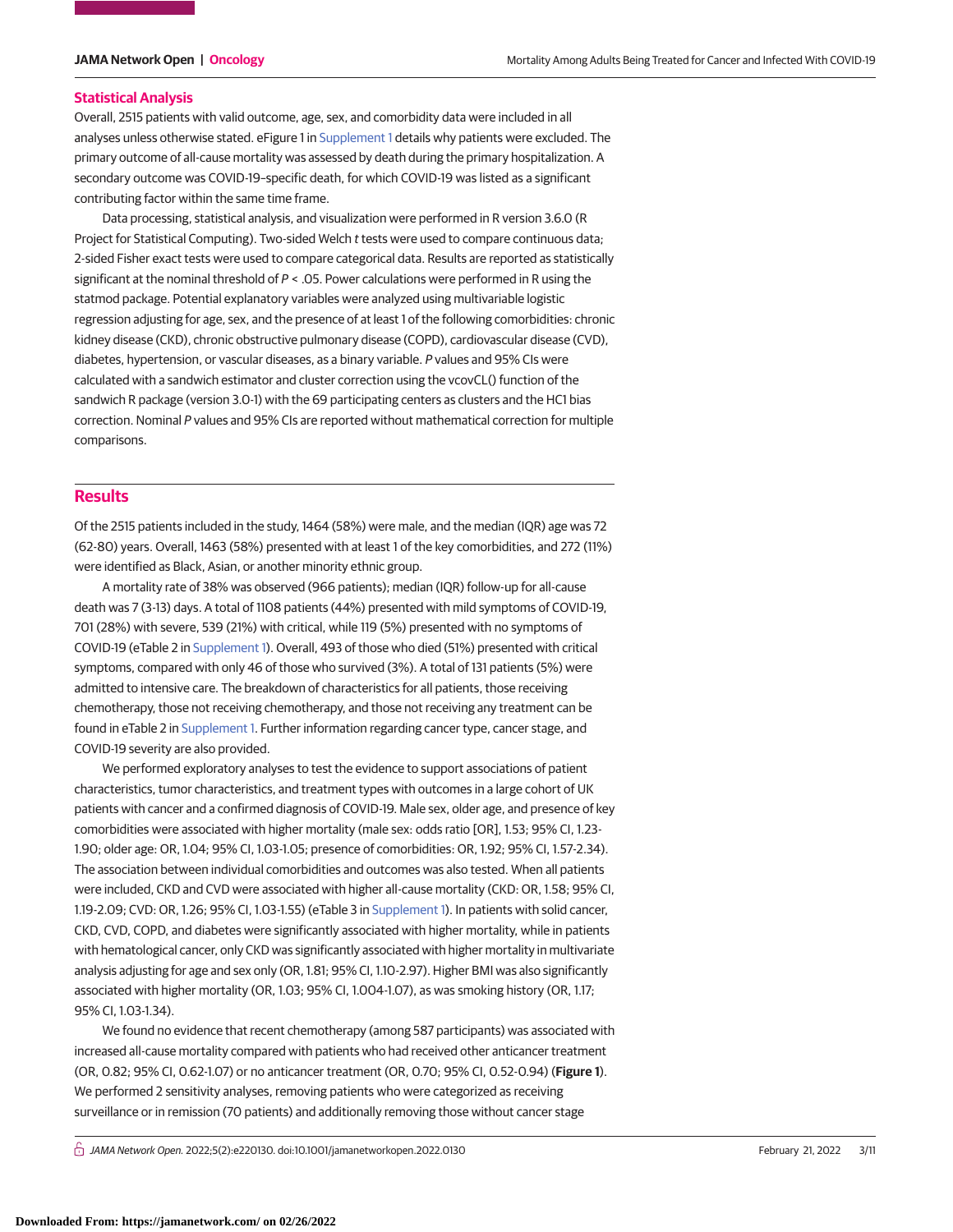## Statistical Analysis

Overall, 2515 patients with valid outcome, age, sex, and comorbidity data were included in all analyses unless otherwise stated. eFigure 1 in Supplement 1 details why patients were excluded. The primary outcome of all-cause mortality was assessed by death during the primary hospitalization. A secondary outcome was COVID-19–specific death, for which COVID-19 was listed as a significant contributing factor within the same time frame.

Data processing, statistical analysis, and visualization were performed in R version 3.6.0 (R Project for Statistical Computing). Two-sided Welch *t* tests were used to compare continuous data; 2-sided Fisher exact tests were used to compare categorical data. Results are reported as statistically significant at the nominal threshold of $P < .05$. Power calculations were performed in R using the statmod package. Potential explanatory variables were analyzed using multivariable logistic regression adjusting for age, sex, and the presence of at least 1 of the following comorbidities: chronic kidney disease (CKD), chronic obstructive pulmonary disease (COPD), cardiovascular disease (CVD), diabetes, hypertension, or vascular diseases, as a binary variable. *P* values and 95% CIs were calculated with a sandwich estimator and cluster correction using the vcovCL() function of the sandwich R package (version 3.0-1) with the 69 participating centers as clusters and the HC1 bias correction. Nominal *P* values and 95% CIs are reported without mathematical correction for multiple comparisons.

## Results

Of the 2515 patients included in the study, 1464 (58%) were male, and the median (IQR) age was 72 (62-80) years. Overall, 1463 (58%) presented with at least 1 of the key comorbidities, and 272 (11%) were identified as Black, Asian, or another minority ethnic group.

A mortality rate of 38% was observed (966 patients); median (IQR) follow-up for all-cause death was 7 (3-13) days. A total of 1108 patients (44%) presented with mild symptoms of COVID-19, 701 (28%) with severe, 539 (21%) with critical, while 119 (5%) presented with no symptoms of COVID-19 (eTable 2 in Supplement 1). Overall, 493 of those who died (51%) presented with critical symptoms, compared with only 46 of those who survived (3%). A total of 131 patients (5%) were admitted to intensive care. The breakdown of characteristics for all patients, those receiving chemotherapy, those not receiving chemotherapy, and those not receiving any treatment can be found in eTable 2 in Supplement 1. Further information regarding cancer type, cancer stage, and COVID-19 severity are also provided.

We performed exploratory analyses to test the evidence to support associations of patient characteristics, tumor characteristics, and treatment types with outcomes in a large cohort of UK patients with cancer and a confirmed diagnosis of COVID-19. Male sex, older age, and presence of key comorbidities were associated with higher mortality (male sex: odds ratio [OR], 1.53; 95% CI, 1.23-1.90; older age: OR, 1.04; 95% CI, 1.03-1.05; presence of comorbidities: OR, 1.92; 95% CI, 1.57-2.34). The association between individual comorbidities and outcomes was also tested. When all patients were included, CKD and CVD were associated with higher all-cause mortality (CKD: OR, 1.58; 95% CI, 1.19-2.09; CVD: OR, 1.26; 95% CI, 1.03-1.55) (eTable 3 in Supplement 1). In patients with solid cancer, CKD, CVD, COPD, and diabetes were significantly associated with higher mortality, while in patients with hematological cancer, only CKD was significantly associated with higher mortality in multivariate analysis adjusting for age and sex only (OR, 1.81; 95% CI, 1.10-2.97). Higher BMI was also significantly associated with higher mortality (OR, 1.03; 95% CI, 1.004-1.07), as was smoking history (OR, 1.17; 95% CI, 1.03-1.34).

We found no evidence that recent chemotherapy (among 587 participants) was associated with increased all-cause mortality compared with patients who had received other anticancer treatment (OR, 0.82; 95% CI, 0.62-1.07) or no anticancer treatment (OR, 0.70; 95% CI, 0.52-0.94) (**Figure 1**). We performed 2 sensitivity analyses, removing patients who were categorized as receiving surveillance or in remission (70 patients) and additionally removing those without cancer stage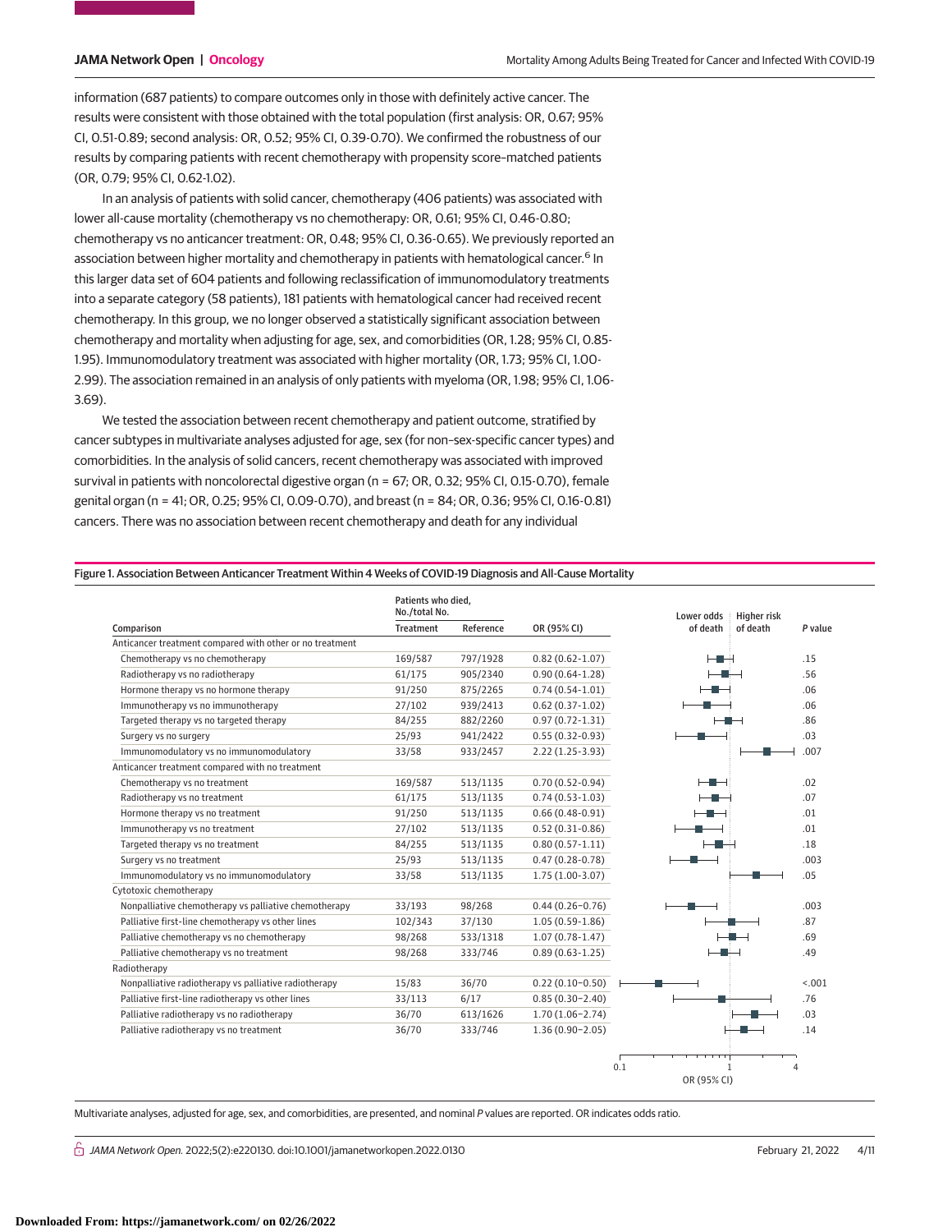information (687 patients) to compare outcomes only in those with definitely active cancer. The results were consistent with those obtained with the total population (first analysis: OR, 0.67; 95% CI, 0.51-0.89; second analysis: OR, 0.52; 95% CI, 0.39-0.70). We confirmed the robustness of our results by comparing patients with recent chemotherapy with propensity score–matched patients (OR, 0.79; 95% CI, 0.62-1.02).

In an analysis of patients with solid cancer, chemotherapy (406 patients) was associated with lower all-cause mortality (chemotherapy vs no chemotherapy: OR, 0.61; 95% CI, 0.46-0.80; chemotherapy vs no anticancer treatment: OR, 0.48; 95% CI, 0.36-0.65). We previously reported an association between higher mortality and chemotherapy in patients with hematological cancer.[6] In this larger data set of 604 patients and following reclassification of immunomodulatory treatments into a separate category (58 patients), 181 patients with hematological cancer had received recent chemotherapy. In this group, we no longer observed a statistically significant association between chemotherapy and mortality when adjusting for age, sex, and comorbidities (OR, 1.28; 95% CI, 0.85-1.95). Immunomodulatory treatment was associated with higher mortality (OR, 1.73; 95% CI, 1.00-2.99). The association remained in an analysis of only patients with myeloma (OR, 1.98; 95% CI, 1.06-3.69).

We tested the association between recent chemotherapy and patient outcome, stratified by cancer subtypes in multivariate analyses adjusted for age, sex (for non–sex-specific cancer types) and comorbidities. In the analysis of solid cancers, recent chemotherapy was associated with improved survival in patients with noncolorectal digestive organ (n = 67; OR, 0.32; 95% CI, 0.15-0.70), female genital organ (n = 41; OR, 0.25; 95% CI, 0.09-0.70), and breast (n = 84; OR, 0.36; 95% CI, 0.16-0.81) cancers. There was no association between recent chemotherapy and death for any individual

Figure 1. Association Between Anticancer Treatment Within 4 Weeks of COVID-19 Diagnosis and All-Cause Mortality

| Comparison | Patients who died, No./total No. Treatment | Reference | OR (95% CI) | *P* value |
|---|---|---|---|---|
| **Anticancer treatment compared with other or no treatment** | | | | |
| Chemotherapy vs no chemotherapy | 169/587 | 797/1928 | 0.82 (0.62-1.07) | .15 |
| Radiotherapy vs no radiotherapy | 61/175 | 905/2340 | 0.90 (0.64-1.28) | .56 |
| Hormone therapy vs no hormone therapy | 91/250 | 875/2265 | 0.74 (0.54-1.01) | .06 |
| Immunotherapy vs no immunotherapy | 27/102 | 939/2413 | 0.62 (0.37-1.02) | .06 |
| Targeted therapy vs no targeted therapy | 84/255 | 882/2260 | 0.97 (0.72-1.31) | .86 |
| Surgery vs no surgery | 25/93 | 941/2422 | 0.55 (0.32-0.93) | .03 |
| Immunomodulatory vs no immunomodulatory | 33/58 | 933/2457 | 2.22 (1.25-3.93) | .007 |
| **Anticancer treatment compared with no treatment** | | | | |
| Chemotherapy vs no treatment | 169/587 | 513/1135 | 0.70 (0.52-0.94) | .02 |
| Radiotherapy vs no treatment | 61/175 | 513/1135 | 0.74 (0.53-1.03) | .07 |
| Hormone therapy vs no treatment | 91/250 | 513/1135 | 0.66 (0.48-0.91) | .01 |
| Immunotherapy vs no treatment | 27/102 | 513/1135 | 0.52 (0.31-0.86) | .01 |
| Targeted therapy vs no treatment | 84/255 | 513/1135 | 0.80 (0.57-1.11) | .18 |
| Surgery vs no treatment | 25/93 | 513/1135 | 0.47 (0.28-0.78) | .003 |
| Immunomodulatory vs no immunomodulatory | 33/58 | 513/1135 | 1.75 (1.00-3.07) | .05 |
| **Cytotoxic chemotherapy** | | | | |
| Nonpalliative chemotherapy vs palliative chemotherapy | 33/193 | 98/268 | 0.44 (0.26-0.76) | .003 |
| Palliative first-line chemotherapy vs other lines | 102/343 | 37/130 | 1.05 (0.59-1.86) | .87 |
| Palliative chemotherapy vs no chemotherapy | 98/268 | 533/1318 | 1.07 (0.78-1.47) | .69 |
| Palliative chemotherapy vs no treatment | 98/268 | 333/746 | 0.89 (0.63-1.25) | .49 |
| **Radiotherapy** | | | | |
| Nonpalliative radiotherapy vs palliative radiotherapy | 15/83 | 36/70 | 0.22 (0.10-0.50) | <.001 |
| Palliative first-line radiotherapy vs other lines | 33/113 | 6/17 | 0.85 (0.30-2.40) | .76 |
| Palliative radiotherapy vs no radiotherapy | 36/70 | 613/1626 | 1.70 (1.06-2.74) | .03 |
| Palliative radiotherapy vs no treatment | 36/70 | 333/746 | 1.36 (0.90-2.05) | .14 |

Multivariate analyses, adjusted for age, sex, and comorbidities, are presented, and nominal *P* values are reported. OR indicates odds ratio.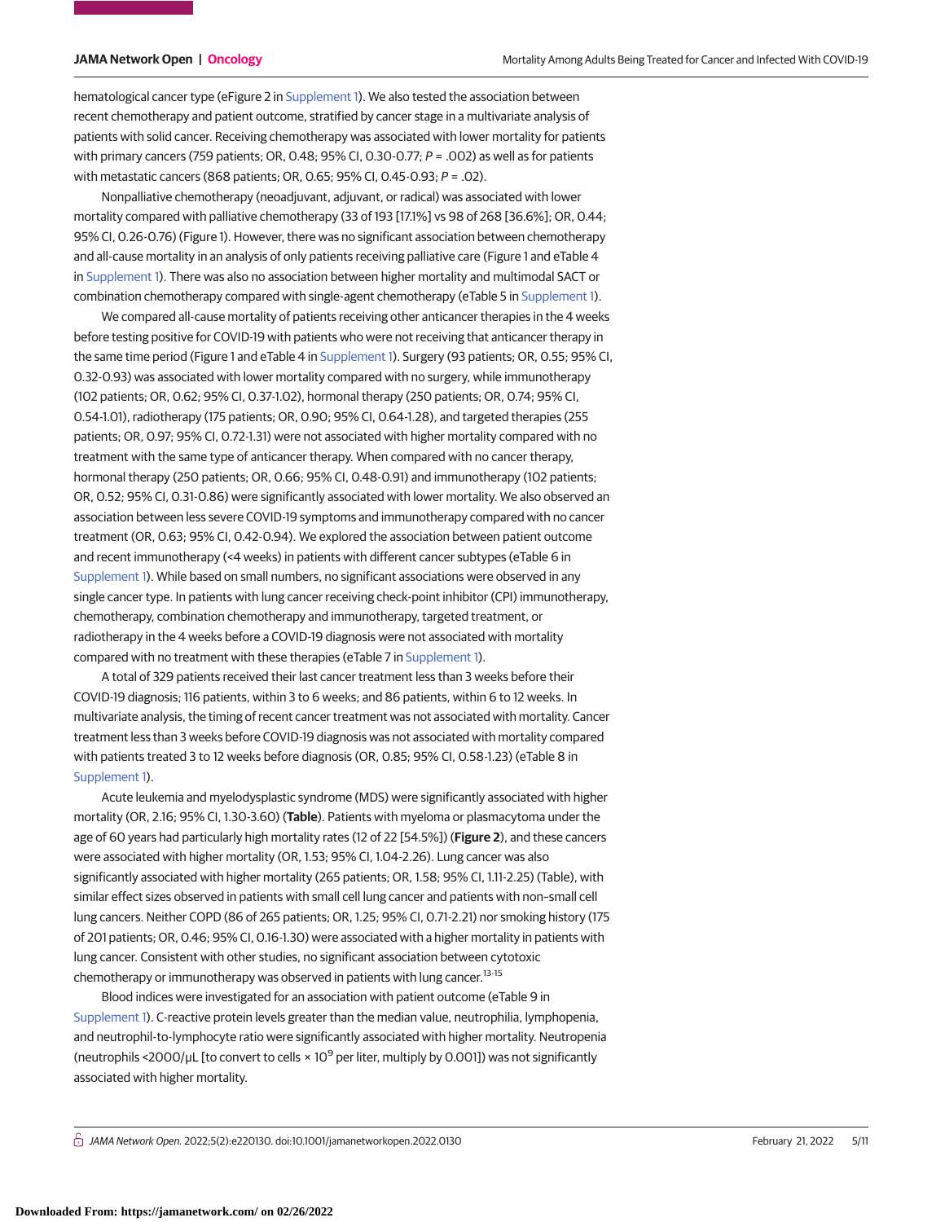hematological cancer type (eFigure 2 in Supplement 1). We also tested the association between recent chemotherapy and patient outcome, stratified by cancer stage in a multivariate analysis of patients with solid cancer. Receiving chemotherapy was associated with lower mortality for patients with primary cancers (759 patients; OR, 0.48; 95% CI, 0.30-0.77; *P* = .002) as well as for patients with metastatic cancers (868 patients; OR, 0.65; 95% CI, 0.45-0.93; *P* = .02).

Nonpalliative chemotherapy (neoadjuvant, adjuvant, or radical) was associated with lower mortality compared with palliative chemotherapy (33 of 193 [17.1%] vs 98 of 268 [36.6%]; OR, 0.44; 95% CI, 0.26-0.76) (Figure 1). However, there was no significant association between chemotherapy and all-cause mortality in an analysis of only patients receiving palliative care (Figure 1 and eTable 4 in Supplement 1). There was also no association between higher mortality and multimodal SACT or combination chemotherapy compared with single-agent chemotherapy (eTable 5 in Supplement 1).

We compared all-cause mortality of patients receiving other anticancer therapies in the 4 weeks before testing positive for COVID-19 with patients who were not receiving that anticancer therapy in the same time period (Figure 1 and eTable 4 in Supplement 1). Surgery (93 patients; OR, 0.55; 95% CI, 0.32-0.93) was associated with lower mortality compared with no surgery, while immunotherapy (102 patients; OR, 0.62; 95% CI, 0.37-1.02), hormonal therapy (250 patients; OR, 0.74; 95% CI, 0.54-1.01), radiotherapy (175 patients; OR, 0.90; 95% CI, 0.64-1.28), and targeted therapies (255 patients; OR, 0.97; 95% CI, 0.72-1.31) were not associated with higher mortality compared with no treatment with the same type of anticancer therapy. When compared with no cancer therapy, hormonal therapy (250 patients; OR, 0.66; 95% CI, 0.48-0.91) and immunotherapy (102 patients; OR, 0.52; 95% CI, 0.31-0.86) were significantly associated with lower mortality. We also observed an association between less severe COVID-19 symptoms and immunotherapy compared with no cancer treatment (OR, 0.63; 95% CI, 0.42-0.94). We explored the association between patient outcome and recent immunotherapy (<4 weeks) in patients with different cancer subtypes (eTable 6 in Supplement 1). While based on small numbers, no significant associations were observed in any single cancer type. In patients with lung cancer receiving check-point inhibitor (CPI) immunotherapy, chemotherapy, combination chemotherapy and immunotherapy, targeted treatment, or radiotherapy in the 4 weeks before a COVID-19 diagnosis were not associated with mortality compared with no treatment with these therapies (eTable 7 in Supplement 1).

A total of 329 patients received their last cancer treatment less than 3 weeks before their COVID-19 diagnosis; 116 patients, within 3 to 6 weeks; and 86 patients, within 6 to 12 weeks. In multivariate analysis, the timing of recent cancer treatment was not associated with mortality. Cancer treatment less than 3 weeks before COVID-19 diagnosis was not associated with mortality compared with patients treated 3 to 12 weeks before diagnosis (OR, 0.85; 95% CI, 0.58-1.23) (eTable 8 in Supplement 1).

Acute leukemia and myelodysplastic syndrome (MDS) were significantly associated with higher mortality (OR, 2.16; 95% CI, 1.30-3.60) (**Table**). Patients with myeloma or plasmacytoma under the age of 60 years had particularly high mortality rates (12 of 22 [54.5%]) (**Figure 2**), and these cancers were associated with higher mortality (OR, 1.53; 95% CI, 1.04-2.26). Lung cancer was also significantly associated with higher mortality (265 patients; OR, 1.58; 95% CI, 1.11-2.25) (Table), with similar effect sizes observed in patients with small cell lung cancer and patients with non–small cell lung cancers. Neither COPD (86 of 265 patients; OR, 1.25; 95% CI, 0.71-2.21) nor smoking history (175 of 201 patients; OR, 0.46; 95% CI, 0.16-1.30) were associated with a higher mortality in patients with lung cancer. Consistent with other studies, no significant association between cytotoxic chemotherapy or immunotherapy was observed in patients with lung cancer.[13-15]

Blood indices were investigated for an association with patient outcome (eTable 9 in Supplement 1). C-reactive protein levels greater than the median value, neutrophilia, lymphopenia, and neutrophil-to-lymphocyte ratio were significantly associated with higher mortality. Neutropenia (neutrophils <2000/μL [to convert to cells × $10^9$ per liter, multiply by 0.001]) was not significantly associated with higher mortality.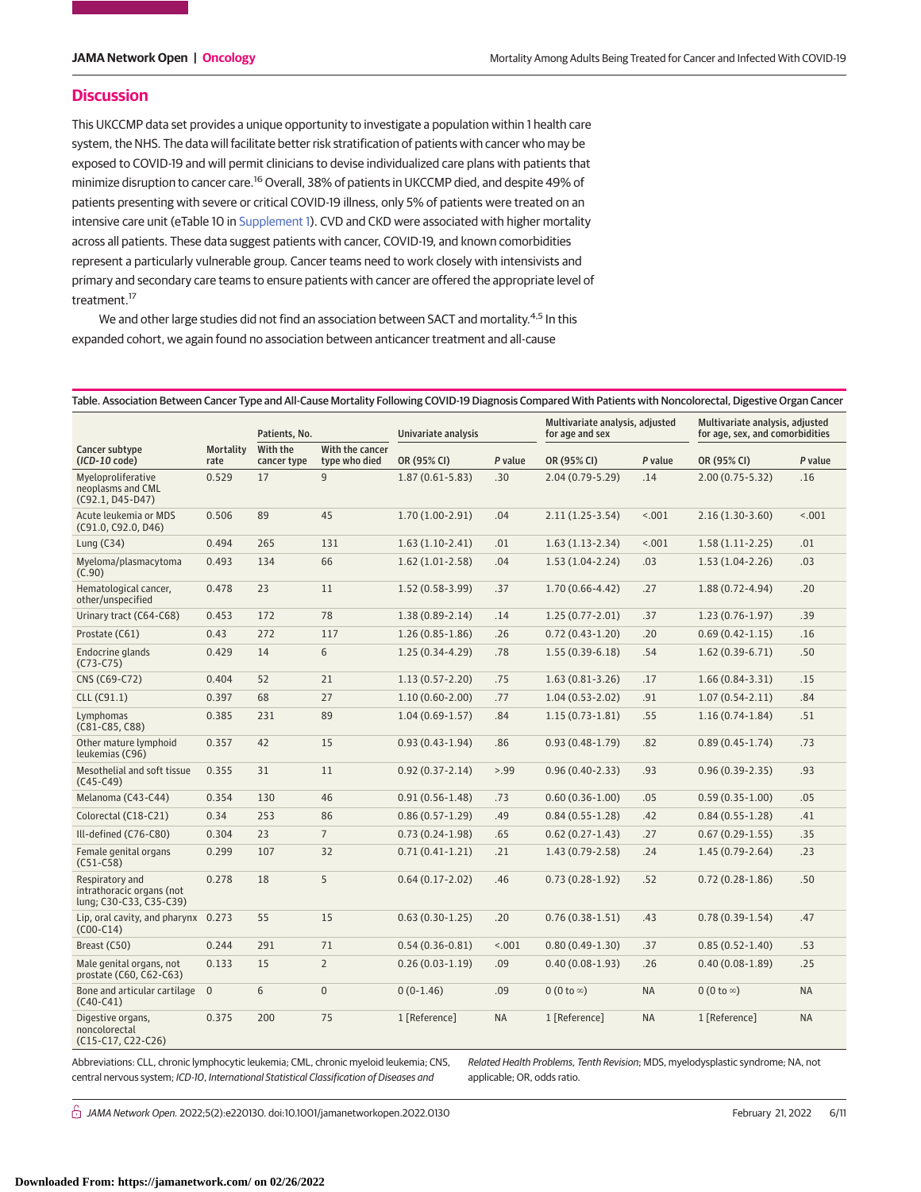## Discussion

This UKCCMP data set provides a unique opportunity to investigate a population within 1 health care system, the NHS. The data will facilitate better risk stratification of patients with cancer who may be exposed to COVID-19 and will permit clinicians to devise individualized care plans with patients that minimize disruption to cancer care.[16] Overall, 38% of patients in UKCCMP died, and despite 49% of patients presenting with severe or critical COVID-19 illness, only 5% of patients were treated on an intensive care unit (eTable 10 in Supplement 1). CVD and CKD were associated with higher mortality across all patients. These data suggest patients with cancer, COVID-19, and known comorbidities represent a particularly vulnerable group. Cancer teams need to work closely with intensivists and primary and secondary care teams to ensure patients with cancer are offered the appropriate level of treatment.[17]

We and other large studies did not find an association between SACT and mortality.[4,5] In this expanded cohort, we again found no association between anticancer treatment and all-cause

Table. Association Between Cancer Type and All-Cause Mortality Following COVID-19 Diagnosis Compared With Patients with Noncolorectal, Digestive Organ Cancer

| Cancer subtype (*ICD-10* code) | Mortality rate | Patients, No. | | Univariate analysis | | Multivariate analysis, adjusted for age and sex | | Multivariate analysis, adjusted for age, sex, and comorbidities | |
|---|---|---|---|---|---|---|---|---|---|
| | | With the cancer type | With the cancer type who died | OR (95% CI) | *P* value | OR (95% CI) | *P* value | OR (95% CI) | *P* value |
| Myeloproliferative neoplasms and CML (C92.1, D45-D47) | 0.529 | 17 | 9 | 1.87 (0.61-5.83) | .30 | 2.04 (0.79-5.29) | .14 | 2.00 (0.75-5.32) | .16 |
| Acute leukemia or MDS (C91.0, C92.0, D46) | 0.506 | 89 | 45 | 1.70 (1.00-2.91) | .04 | 2.11 (1.25-3.54) | <.001 | 2.16 (1.30-3.60) | <.001 |
| Lung (C34) | 0.494 | 265 | 131 | 1.63 (1.10-2.41) | .01 | 1.63 (1.13-2.34) | <.001 | 1.58 (1.11-2.25) | .01 |
| Myeloma/plasmacytoma (C.90) | 0.493 | 134 | 66 | 1.62 (1.01-2.58) | .04 | 1.53 (1.04-2.24) | .03 | 1.53 (1.04-2.26) | .03 |
| Hematological cancer, other/unspecified | 0.478 | 23 | 11 | 1.52 (0.58-3.99) | .37 | 1.70 (0.66-4.42) | .27 | 1.88 (0.72-4.94) | .20 |
| Urinary tract (C64-C68) | 0.453 | 172 | 78 | 1.38 (0.89-2.14) | .14 | 1.25 (0.77-2.01) | .37 | 1.23 (0.76-1.97) | .39 |
| Prostate (C61) | 0.43 | 272 | 117 | 1.26 (0.85-1.86) | .26 | 0.72 (0.43-1.20) | .20 | 0.69 (0.42-1.15) | .16 |
| Endocrine glands (C73-C75) | 0.429 | 14 | 6 | 1.25 (0.34-4.29) | .78 | 1.55 (0.39-6.18) | .54 | 1.62 (0.39-6.71) | .50 |
| CNS (C69-C72) | 0.404 | 52 | 21 | 1.13 (0.57-2.20) | .75 | 1.63 (0.81-3.26) | .17 | 1.66 (0.84-3.31) | .15 |
| CLL (C91.1) | 0.397 | 68 | 27 | 1.10 (0.60-2.00) | .77 | 1.04 (0.53-2.02) | .91 | 1.07 (0.54-2.11) | .84 |
| Lymphomas (C81-C85, C88) | 0.385 | 231 | 89 | 1.04 (0.69-1.57) | .84 | 1.15 (0.73-1.81) | .55 | 1.16 (0.74-1.84) | .51 |
| Other mature lymphoid leukemias (C96) | 0.357 | 42 | 15 | 0.93 (0.43-1.94) | .86 | 0.93 (0.48-1.79) | .82 | 0.89 (0.45-1.74) | .73 |
| Mesothelial and soft tissue (C45-C49) | 0.355 | 31 | 11 | 0.92 (0.37-2.14) | >.99 | 0.96 (0.40-2.33) | .93 | 0.96 (0.39-2.35) | .93 |
| Melanoma (C43-C44) | 0.354 | 130 | 46 | 0.91 (0.56-1.48) | .73 | 0.60 (0.36-1.00) | .05 | 0.59 (0.35-1.00) | .05 |
| Colorectal (C18-C21) | 0.34 | 253 | 86 | 0.86 (0.57-1.29) | .49 | 0.84 (0.55-1.28) | .42 | 0.84 (0.55-1.28) | .41 |
| Ill-defined (C76-C80) | 0.304 | 23 | 7 | 0.73 (0.24-1.98) | .65 | 0.62 (0.27-1.43) | .27 | 0.67 (0.29-1.55) | .35 |
| Female genital organs (C51-C58) | 0.299 | 107 | 32 | 0.71 (0.41-1.21) | .21 | 1.43 (0.79-2.58) | .24 | 1.45 (0.79-2.64) | .23 |
| Respiratory and intrathoracic organs (not lung; C30-C33, C35-C39) | 0.278 | 18 | 5 | 0.64 (0.17-2.02) | .46 | 0.73 (0.28-1.92) | .52 | 0.72 (0.28-1.86) | .50 |
| Lip, oral cavity, and pharynx (C00-C14) | 0.273 | 55 | 15 | 0.63 (0.30-1.25) | .20 | 0.76 (0.38-1.51) | .43 | 0.78 (0.39-1.54) | .47 |
| Breast (C50) | 0.244 | 291 | 71 | 0.54 (0.36-0.81) | <.001 | 0.80 (0.49-1.30) | .37 | 0.85 (0.52-1.40) | .53 |
| Male genital organs, not prostate (C60, C62-C63) | 0.133 | 15 | 2 | 0.26 (0.03-1.19) | .09 | 0.40 (0.08-1.93) | .26 | 0.40 (0.08-1.89) | .25 |
| Bone and articular cartilage (C40-C41) | 0 | 6 | 0 | 0 (0-1.46) | .09 | 0 (0 to ∞) | NA | 0 (0 to ∞) | NA |
| Digestive organs, noncolorectal (C15-C17, C22-C26) | 0.375 | 200 | 75 | 1 [Reference] | NA | 1 [Reference] | NA | 1 [Reference] | NA |

Abbreviations: CLL, chronic lymphocytic leukemia; CML, chronic myeloid leukemia; CNS, central nervous system; *ICD-10*, *International Statistical Classification of Diseases and Related Health Problems, Tenth Revision*; MDS, myelodysplastic syndrome; NA, not applicable; OR, odds ratio.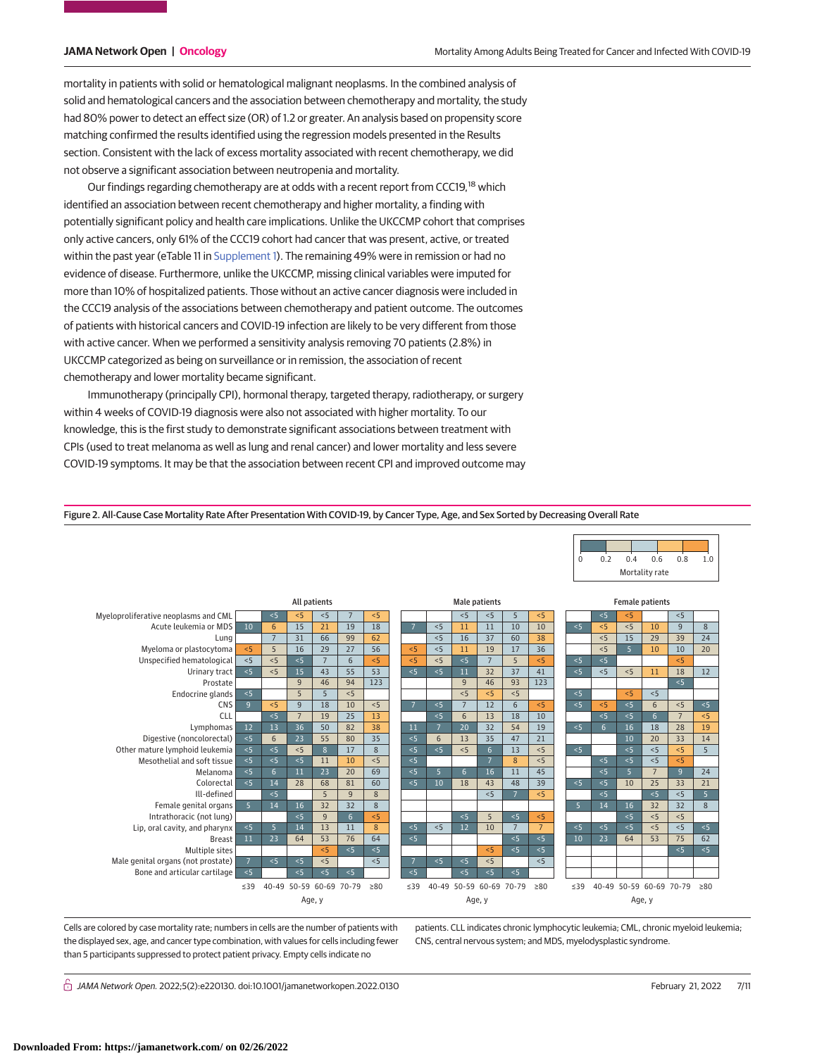mortality in patients with solid or hematological malignant neoplasms. In the combined analysis of solid and hematological cancers and the association between chemotherapy and mortality, the study had 80% power to detect an effect size (OR) of 1.2 or greater. An analysis based on propensity score matching confirmed the results identified using the regression models presented in the Results section. Consistent with the lack of excess mortality associated with recent chemotherapy, we did not observe a significant association between neutropenia and mortality.

Our findings regarding chemotherapy are at odds with a recent report from CCC19,[18] which identified an association between recent chemotherapy and higher mortality, a finding with potentially significant policy and health care implications. Unlike the UKCCMP cohort that comprises only active cancers, only 61% of the CCC19 cohort had cancer that was present, active, or treated within the past year (eTable 11 in Supplement 1). The remaining 49% were in remission or had no evidence of disease. Furthermore, unlike the UKCCMP, missing clinical variables were imputed for more than 10% of hospitalized patients. Those without an active cancer diagnosis were included in the CCC19 analysis of the associations between chemotherapy and patient outcome. The outcomes of patients with historical cancers and COVID-19 infection are likely to be very different from those with active cancer. When we performed a sensitivity analysis removing 70 patients (2.8%) in UKCCMP categorized as being on surveillance or in remission, the association of recent chemotherapy and lower mortality became significant.

Immunotherapy (principally CPI), hormonal therapy, targeted therapy, radiotherapy, or surgery within 4 weeks of COVID-19 diagnosis were also not associated with higher mortality. To our knowledge, this is the first study to demonstrate significant associations between treatment with CPIs (used to treat melanoma as well as lung and renal cancer) and lower mortality and less severe COVID-19 symptoms. It may be that the association between recent CPI and improved outcome may

Figure 2. All-Cause Case Mortality Rate After Presentation With COVID-19, by Cancer Type, Age, and Sex Sorted by Decreasing Overall Rate

Mortality rate: 0, 0.2, 0.4, 0.6, 0.8, 1.0

| | All patients | | | | | | Male patients | | | | | | Female patients | | | | | |
|---|---|---|---|---|---|---|---|---|---|---|---|---|---|---|---|---|---|---|
| Age, y | ≤39 | 40-49 | 50-59 | 60-69 | 70-79 | ≥80 | ≤39 | 40-49 | 50-59 | 60-69 | 70-79 | ≥80 | ≤39 | 40-49 | 50-59 | 60-69 | 70-79 | ≥80 |
| Myeloproliferative neoplasms and CML | | <5 | <5 | <5 | 7 | <5 | | | <5 | <5 | 5 | <5 | | <5 | <5 | | <5 | |
| Acute leukemia or MDS | 10 | 6 | 15 | 21 | 19 | 18 | 7 | <5 | 11 | 11 | 10 | 10 | <5 | <5 | <5 | 10 | 9 | 8 |
| Lung | | 7 | 31 | 66 | 99 | 62 | | <5 | 16 | 37 | 60 | 38 | | <5 | 15 | 29 | 39 | 24 |
| Myeloma or plastocytoma | <5 | 5 | 16 | 29 | 27 | 56 | <5 | <5 | 11 | 19 | 17 | 36 | | <5 | 5 | 10 | 10 | 20 |
| Unspecified hematological | <5 | <5 | <5 | 7 | 6 | <5 | <5 | <5 | <5 | 7 | 5 | <5 | <5 | <5 | | | <5 | |
| Urinary tract | <5 | <5 | 15 | 43 | 55 | 53 | <5 | <5 | 11 | 32 | 37 | 41 | <5 | <5 | <5 | 11 | 18 | 12 |
| Prostate | | | 9 | 46 | 94 | 123 | | | 9 | 46 | 93 | 123 | | | | | <5 | |
| Endocrine glands | <5 | | 5 | 5 | <5 | | | | <5 | <5 | <5 | | <5 | | <5 | <5 | | |
| CNS | 9 | <5 | 9 | 18 | 10 | <5 | 7 | <5 | 7 | 12 | 6 | <5 | <5 | <5 | <5 | 6 | <5 | <5 |
| CLL | | <5 | 7 | 19 | 25 | 13 | | <5 | 6 | 13 | 18 | 10 | | <5 | <5 | 6 | 7 | <5 |
| Lymphomas | 12 | 13 | 36 | 50 | 82 | 38 | 11 | 7 | 20 | 32 | 54 | 19 | <5 | 6 | 16 | 18 | 28 | 19 |
| Digestive (noncolorectal) | <5 | 6 | 23 | 55 | 80 | 35 | <5 | 6 | 13 | 35 | 47 | 21 | | | 10 | 20 | 33 | 14 |
| Other mature lymphoid leukemia | <5 | <5 | <5 | 8 | 17 | 8 | <5 | <5 | <5 | 6 | 13 | <5 | <5 | | <5 | <5 | <5 | 5 |
| Mesothelial and soft tissue | <5 | <5 | <5 | 11 | 10 | <5 | <5 | | | 7 | 8 | <5 | | <5 | <5 | <5 | <5 | |
| Melanoma | <5 | 6 | 11 | 23 | 20 | 69 | <5 | 5 | 6 | 16 | 11 | 45 | | <5 | 5 | 7 | 9 | 24 |
| Colorectal | <5 | 14 | 28 | 68 | 81 | 60 | <5 | 10 | 18 | 43 | 48 | 39 | <5 | <5 | 10 | 25 | 33 | 21 |
| Ill-defined | | <5 | | 5 | 9 | 8 | | | | <5 | 7 | <5 | | <5 | | <5 | <5 | 5 |
| Female genital organs | 5 | 14 | 16 | 32 | 32 | 8 | | | | | | | 5 | 14 | 16 | 32 | 32 | 8 |
| Intrathoracic (not lung) | | | <5 | 9 | 6 | <5 | | | <5 | 5 | <5 | <5 | | | <5 | <5 | <5 | |
| Lip, oral cavity, and pharynx | <5 | 5 | 14 | 13 | 11 | 8 | <5 | <5 | 12 | 10 | 7 | 7 | <5 | <5 | <5 | <5 | <5 | <5 |
| Breast | 11 | 23 | 64 | 53 | 76 | 64 | <5 | | | | <5 | <5 | 10 | 23 | 64 | 53 | 75 | 62 |
| Multiple sites | | | | <5 | <5 | <5 | | | | <5 | <5 | <5 | | | | | <5 | <5 |
| Male genital organs (not prostate) | 7 | <5 | <5 | <5 | | <5 | 7 | <5 | <5 | <5 | | <5 | | | | | | |
| Bone and articular cartilage | <5 | | <5 | <5 | <5 | | <5 | | <5 | <5 | <5 | | | | | | | |

Cells are colored by case mortality rate; numbers in cells are the number of patients with the displayed sex, age, and cancer type combination, with values for cells including fewer than 5 participants suppressed to protect patient privacy. Empty cells indicate no patients. CLL indicates chronic lymphocytic leukemia; CML, chronic myeloid leukemia; CNS, central nervous system; and MDS, myelodysplastic syndrome.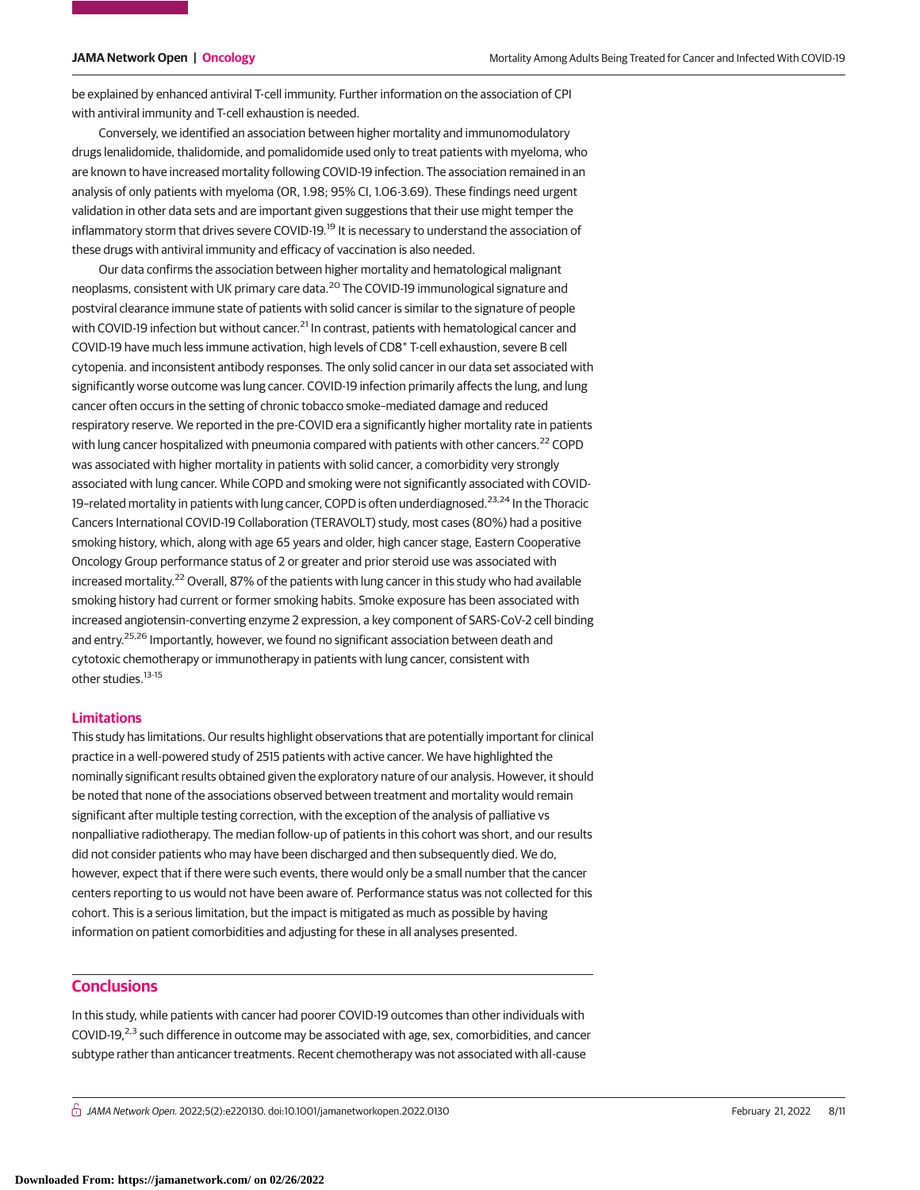be explained by enhanced antiviral T-cell immunity. Further information on the association of CPI with antiviral immunity and T-cell exhaustion is needed.

Conversely, we identified an association between higher mortality and immunomodulatory drugs lenalidomide, thalidomide, and pomalidomide used only to treat patients with myeloma, who are known to have increased mortality following COVID-19 infection. The association remained in an analysis of only patients with myeloma (OR, 1.98; 95% CI, 1.06-3.69). These findings need urgent validation in other data sets and are important given suggestions that their use might temper the inflammatory storm that drives severe COVID-19.[19] It is necessary to understand the association of these drugs with antiviral immunity and efficacy of vaccination is also needed.

Our data confirms the association between higher mortality and hematological malignant neoplasms, consistent with UK primary care data.[20] The COVID-19 immunological signature and postviral clearance immune state of patients with solid cancer is similar to the signature of people with COVID-19 infection but without cancer.[21] In contrast, patients with hematological cancer and COVID-19 have much less immune activation, high levels of CD8$^+$ T-cell exhaustion, severe B cell cytopenia. and inconsistent antibody responses. The only solid cancer in our data set associated with significantly worse outcome was lung cancer. COVID-19 infection primarily affects the lung, and lung cancer often occurs in the setting of chronic tobacco smoke–mediated damage and reduced respiratory reserve. We reported in the pre-COVID era a significantly higher mortality rate in patients with lung cancer hospitalized with pneumonia compared with patients with other cancers.[22] COPD was associated with higher mortality in patients with solid cancer, a comorbidity very strongly associated with lung cancer. While COPD and smoking were not significantly associated with COVID-19–related mortality in patients with lung cancer, COPD is often underdiagnosed.[23,24] In the Thoracic Cancers International COVID-19 Collaboration (TERAVOLT) study, most cases (80%) had a positive smoking history, which, along with age 65 years and older, high cancer stage, Eastern Cooperative Oncology Group performance status of 2 or greater and prior steroid use was associated with increased mortality.[22] Overall, 87% of the patients with lung cancer in this study who had available smoking history had current or former smoking habits. Smoke exposure has been associated with increased angiotensin-converting enzyme 2 expression, a key component of SARS-CoV-2 cell binding and entry.[25,26] Importantly, however, we found no significant association between death and cytotoxic chemotherapy or immunotherapy in patients with lung cancer, consistent with other studies.[13-15]

### Limitations

This study has limitations. Our results highlight observations that are potentially important for clinical practice in a well-powered study of 2515 patients with active cancer. We have highlighted the nominally significant results obtained given the exploratory nature of our analysis. However, it should be noted that none of the associations observed between treatment and mortality would remain significant after multiple testing correction, with the exception of the analysis of palliative vs nonpalliative radiotherapy. The median follow-up of patients in this cohort was short, and our results did not consider patients who may have been discharged and then subsequently died. We do, however, expect that if there were such events, there would only be a small number that the cancer centers reporting to us would not have been aware of. Performance status was not collected for this cohort. This is a serious limitation, but the impact is mitigated as much as possible by having information on patient comorbidities and adjusting for these in all analyses presented.

## Conclusions

In this study, while patients with cancer had poorer COVID-19 outcomes than other individuals with COVID-19,[2,3] such difference in outcome may be associated with age, sex, comorbidities, and cancer subtype rather than anticancer treatments. Recent chemotherapy was not associated with all-cause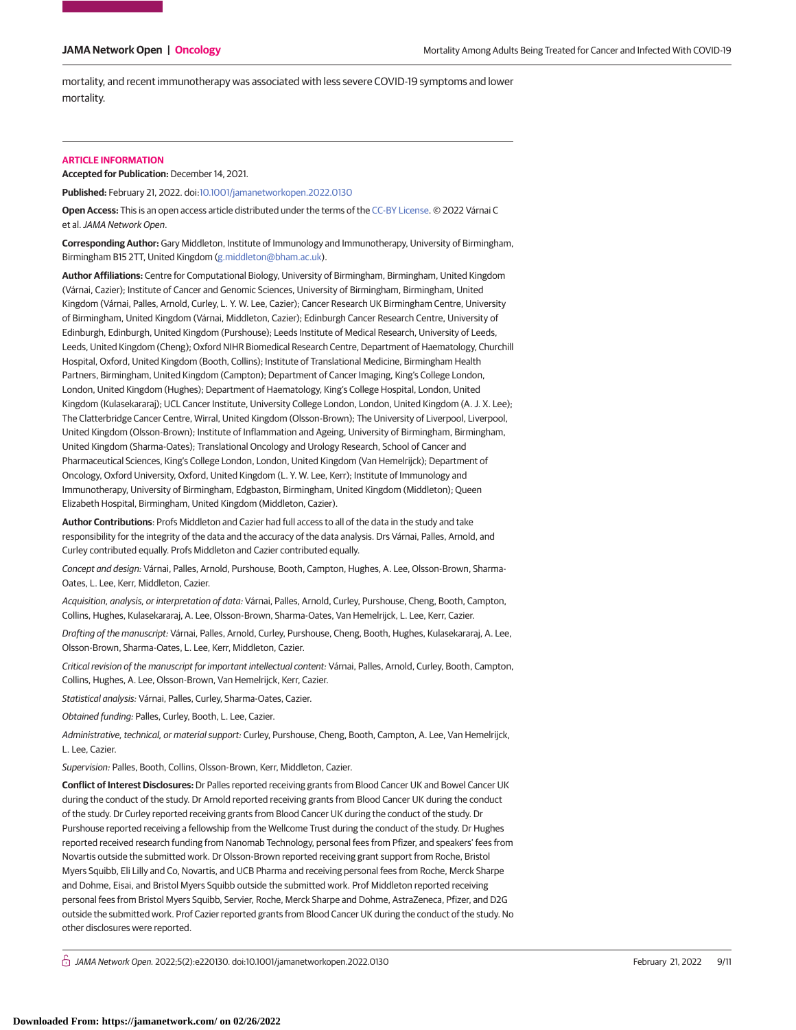mortality, and recent immunotherapy was associated with less severe COVID-19 symptoms and lower mortality.

## ARTICLE INFORMATION

**Accepted for Publication:** December 14, 2021.

**Published:** February 21, 2022. doi:10.1001/jamanetworkopen.2022.0130

**Open Access:** This is an open access article distributed under the terms of the CC-BY License. © 2022 Várnai C et al. *JAMA Network Open*.

**Corresponding Author:** Gary Middleton, Institute of Immunology and Immunotherapy, University of Birmingham, Birmingham B15 2TT, United Kingdom (g.middleton@bham.ac.uk).

**Author Affiliations:** Centre for Computational Biology, University of Birmingham, Birmingham, United Kingdom (Várnai, Cazier); Institute of Cancer and Genomic Sciences, University of Birmingham, Birmingham, United Kingdom (Várnai, Palles, Arnold, Curley, L. Y. W. Lee, Cazier); Cancer Research UK Birmingham Centre, University of Birmingham, United Kingdom (Várnai, Middleton, Cazier); Edinburgh Cancer Research Centre, University of Edinburgh, Edinburgh, United Kingdom (Purshouse); Leeds Institute of Medical Research, University of Leeds, Leeds, United Kingdom (Cheng); Oxford NIHR Biomedical Research Centre, Department of Haematology, Churchill Hospital, Oxford, United Kingdom (Booth, Collins); Institute of Translational Medicine, Birmingham Health Partners, Birmingham, United Kingdom (Campton); Department of Cancer Imaging, King's College London, London, United Kingdom (Hughes); Department of Haematology, King's College Hospital, London, United Kingdom (Kulasekararaj); UCL Cancer Institute, University College London, London, United Kingdom (A. J. X. Lee); The Clatterbridge Cancer Centre, Wirral, United Kingdom (Olsson-Brown); The University of Liverpool, Liverpool, United Kingdom (Olsson-Brown); Institute of Inflammation and Ageing, University of Birmingham, Birmingham, United Kingdom (Sharma-Oates); Translational Oncology and Urology Research, School of Cancer and Pharmaceutical Sciences, King's College London, London, United Kingdom (Van Hemelrijck); Department of Oncology, Oxford University, Oxford, United Kingdom (L. Y. W. Lee, Kerr); Institute of Immunology and Immunotherapy, University of Birmingham, Edgbaston, Birmingham, United Kingdom (Middleton); Queen Elizabeth Hospital, Birmingham, United Kingdom (Middleton, Cazier).

**Author Contributions**: Profs Middleton and Cazier had full access to all of the data in the study and take responsibility for the integrity of the data and the accuracy of the data analysis. Drs Várnai, Palles, Arnold, and Curley contributed equally. Profs Middleton and Cazier contributed equally.

*Concept and design:* Várnai, Palles, Arnold, Purshouse, Booth, Campton, Hughes, A. Lee, Olsson-Brown, Sharma-Oates, L. Lee, Kerr, Middleton, Cazier.

*Acquisition, analysis, or interpretation of data:* Várnai, Palles, Arnold, Curley, Purshouse, Cheng, Booth, Campton, Collins, Hughes, Kulasekararaj, A. Lee, Olsson-Brown, Sharma-Oates, Van Hemelrijck, L. Lee, Kerr, Cazier.

*Drafting of the manuscript:* Várnai, Palles, Arnold, Curley, Purshouse, Cheng, Booth, Hughes, Kulasekararaj, A. Lee, Olsson-Brown, Sharma-Oates, L. Lee, Kerr, Middleton, Cazier.

*Critical revision of the manuscript for important intellectual content:* Várnai, Palles, Arnold, Curley, Booth, Campton, Collins, Hughes, A. Lee, Olsson-Brown, Van Hemelrijck, Kerr, Cazier.

*Statistical analysis:* Várnai, Palles, Curley, Sharma-Oates, Cazier.

*Obtained funding:* Palles, Curley, Booth, L. Lee, Cazier.

*Administrative, technical, or material support:* Curley, Purshouse, Cheng, Booth, Campton, A. Lee, Van Hemelrijck, L. Lee, Cazier.

*Supervision:* Palles, Booth, Collins, Olsson-Brown, Kerr, Middleton, Cazier.

**Conflict of Interest Disclosures:** Dr Palles reported receiving grants from Blood Cancer UK and Bowel Cancer UK during the conduct of the study. Dr Arnold reported receiving grants from Blood Cancer UK during the conduct of the study. Dr Curley reported receiving grants from Blood Cancer UK during the conduct of the study. Dr Purshouse reported receiving a fellowship from the Wellcome Trust during the conduct of the study. Dr Hughes reported received research funding from Nanomab Technology, personal fees from Pfizer, and speakers' fees from Novartis outside the submitted work. Dr Olsson-Brown reported receiving grant support from Roche, Bristol Myers Squibb, Eli Lilly and Co, Novartis, and UCB Pharma and receiving personal fees from Roche, Merck Sharpe and Dohme, Eisai, and Bristol Myers Squibb outside the submitted work. Prof Middleton reported receiving personal fees from Bristol Myers Squibb, Servier, Roche, Merck Sharpe and Dohme, AstraZeneca, Pfizer, and D2G outside the submitted work. Prof Cazier reported grants from Blood Cancer UK during the conduct of the study. No other disclosures were reported.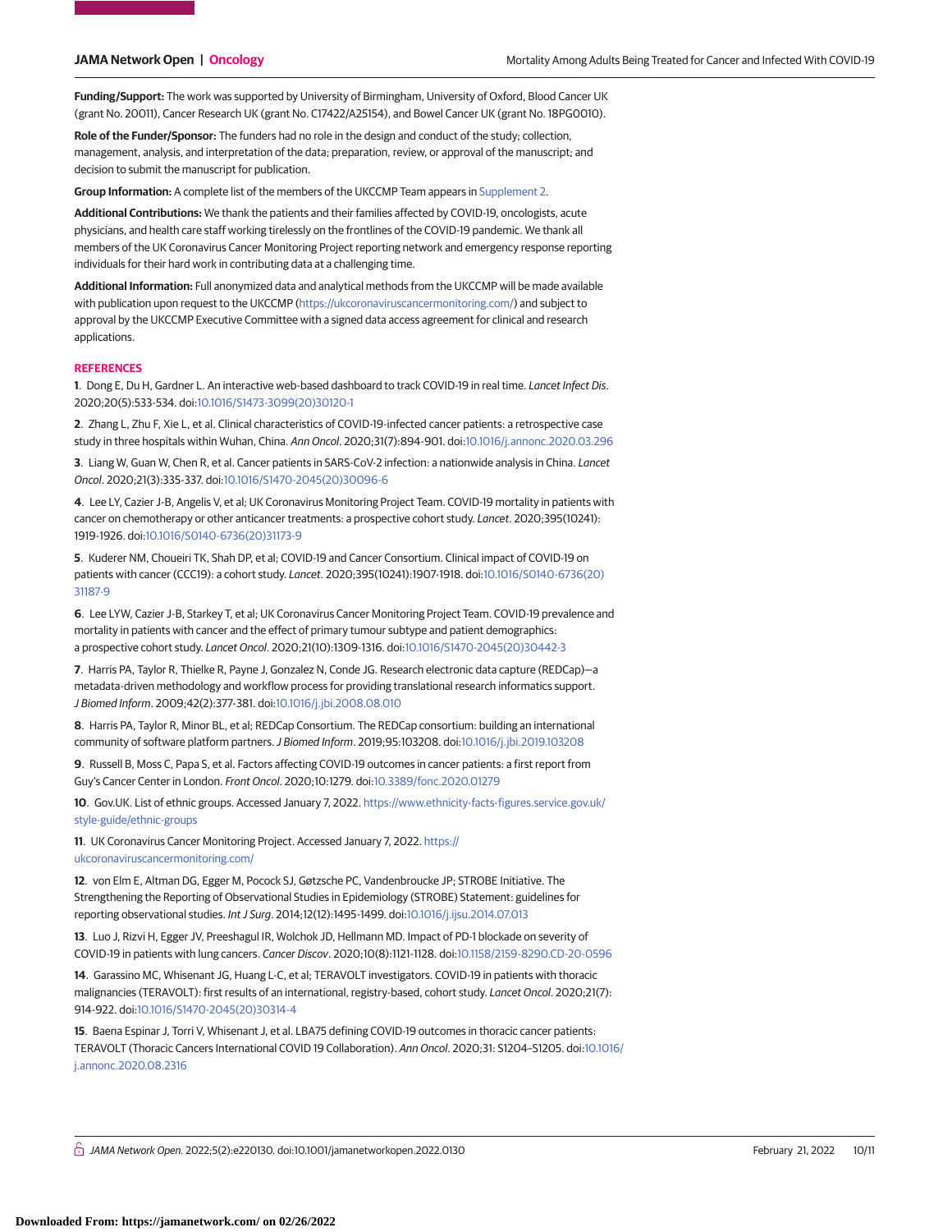**Funding/Support:** The work was supported by University of Birmingham, University of Oxford, Blood Cancer UK (grant No. 20011), Cancer Research UK (grant No. C17422/A25154), and Bowel Cancer UK (grant No. 18PG0010).

**Role of the Funder/Sponsor:** The funders had no role in the design and conduct of the study; collection, management, analysis, and interpretation of the data; preparation, review, or approval of the manuscript; and decision to submit the manuscript for publication.

**Group Information:** A complete list of the members of the UKCCMP Team appears in Supplement 2.

**Additional Contributions:** We thank the patients and their families affected by COVID-19, oncologists, acute physicians, and health care staff working tirelessly on the frontlines of the COVID-19 pandemic. We thank all members of the UK Coronavirus Cancer Monitoring Project reporting network and emergency response reporting individuals for their hard work in contributing data at a challenging time.

**Additional Information:** Full anonymized data and analytical methods from the UKCCMP will be made available with publication upon request to the UKCCMP (https://ukcoronaviruscancermonitoring.com/) and subject to approval by the UKCCMP Executive Committee with a signed data access agreement for clinical and research applications.

## REFERENCES

1. Dong E, Du H, Gardner L. An interactive web-based dashboard to track COVID-19 in real time. *Lancet Infect Dis*. 2020;20(5):533-534. doi:10.1016/S1473-3099(20)30120-1

2. Zhang L, Zhu F, Xie L, et al. Clinical characteristics of COVID-19-infected cancer patients: a retrospective case study in three hospitals within Wuhan, China. *Ann Oncol*. 2020;31(7):894-901. doi:10.1016/j.annonc.2020.03.296

3. Liang W, Guan W, Chen R, et al. Cancer patients in SARS-CoV-2 infection: a nationwide analysis in China. *Lancet Oncol*. 2020;21(3):335-337. doi:10.1016/S1470-2045(20)30096-6

4. Lee LY, Cazier J-B, Angelis V, et al; UK Coronavirus Monitoring Project Team. COVID-19 mortality in patients with cancer on chemotherapy or other anticancer treatments: a prospective cohort study. *Lancet*. 2020;395(10241): 1919-1926. doi:10.1016/S0140-6736(20)31173-9

5. Kuderer NM, Choueiri TK, Shah DP, et al; COVID-19 and Cancer Consortium. Clinical impact of COVID-19 on patients with cancer (CCC19): a cohort study. *Lancet*. 2020;395(10241):1907-1918. doi:10.1016/S0140-6736(20)31187-9

6. Lee LYW, Cazier J-B, Starkey T, et al; UK Coronavirus Cancer Monitoring Project Team. COVID-19 prevalence and mortality in patients with cancer and the effect of primary tumour subtype and patient demographics: a prospective cohort study. *Lancet Oncol*. 2020;21(10):1309-1316. doi:10.1016/S1470-2045(20)30442-3

7. Harris PA, Taylor R, Thielke R, Payne J, Gonzalez N, Conde JG. Research electronic data capture (REDCap)—a metadata-driven methodology and workflow process for providing translational research informatics support. *J Biomed Inform*. 2009;42(2):377-381. doi:10.1016/j.jbi.2008.08.010

8. Harris PA, Taylor R, Minor BL, et al; REDCap Consortium. The REDCap consortium: building an international community of software platform partners. *J Biomed Inform*. 2019;95:103208. doi:10.1016/j.jbi.2019.103208

9. Russell B, Moss C, Papa S, et al. Factors affecting COVID-19 outcomes in cancer patients: a first report from Guy's Cancer Center in London. *Front Oncol*. 2020;10:1279. doi:10.3389/fonc.2020.01279

10. Gov.UK. List of ethnic groups. Accessed January 7, 2022. https://www.ethnicity-facts-figures.service.gov.uk/style-guide/ethnic-groups

11. UK Coronavirus Cancer Monitoring Project. Accessed January 7, 2022. https://ukcoronaviruscancermonitoring.com/

12. von Elm E, Altman DG, Egger M, Pocock SJ, Gøtzsche PC, Vandenbroucke JP; STROBE Initiative. The Strengthening the Reporting of Observational Studies in Epidemiology (STROBE) Statement: guidelines for reporting observational studies. *Int J Surg*. 2014;12(12):1495-1499. doi:10.1016/j.ijsu.2014.07.013

13. Luo J, Rizvi H, Egger JV, Preeshagul IR, Wolchok JD, Hellmann MD. Impact of PD-1 blockade on severity of COVID-19 in patients with lung cancers. *Cancer Discov*. 2020;10(8):1121-1128. doi:10.1158/2159-8290.CD-20-0596

14. Garassino MC, Whisenant JG, Huang L-C, et al; TERAVOLT investigators. COVID-19 in patients with thoracic malignancies (TERAVOLT): first results of an international, registry-based, cohort study. *Lancet Oncol*. 2020;21(7): 914-922. doi:10.1016/S1470-2045(20)30314-4

15. Baena Espinar J, Torri V, Whisenant J, et al. LBA75 defining COVID-19 outcomes in thoracic cancer patients: TERAVOLT (Thoracic Cancers International COVID 19 Collaboration). *Ann Oncol*. 2020;31: S1204–S1205. doi:10.1016/j.annonc.2020.08.2316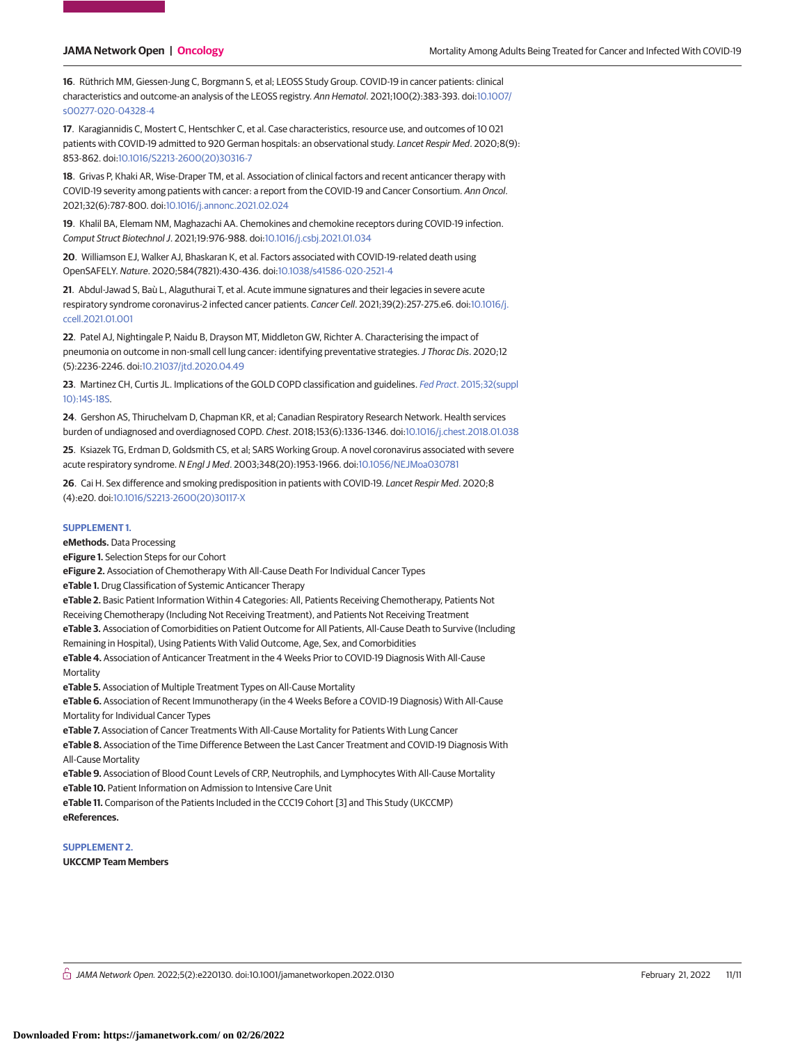16. Rüthrich MM, Giessen-Jung C, Borgmann S, et al; LEOSS Study Group. COVID-19 in cancer patients: clinical characteristics and outcome-an analysis of the LEOSS registry. *Ann Hematol*. 2021;100(2):383-393. doi:10.1007/s00277-020-04328-4

17. Karagiannidis C, Mostert C, Hentschker C, et al. Case characteristics, resource use, and outcomes of 10 021 patients with COVID-19 admitted to 920 German hospitals: an observational study. *Lancet Respir Med*. 2020;8(9):853-862. doi:10.1016/S2213-2600(20)30316-7

18. Grivas P, Khaki AR, Wise-Draper TM, et al. Association of clinical factors and recent anticancer therapy with COVID-19 severity among patients with cancer: a report from the COVID-19 and Cancer Consortium. *Ann Oncol*. 2021;32(6):787-800. doi:10.1016/j.annonc.2021.02.024

19. Khalil BA, Elemam NM, Maghazachi AA. Chemokines and chemokine receptors during COVID-19 infection. *Comput Struct Biotechnol J*. 2021;19:976-988. doi:10.1016/j.csbj.2021.01.034

20. Williamson EJ, Walker AJ, Bhaskaran K, et al. Factors associated with COVID-19-related death using OpenSAFELY. *Nature*. 2020;584(7821):430-436. doi:10.1038/s41586-020-2521-4

21. Abdul-Jawad S, Baù L, Alaguthurai T, et al. Acute immune signatures and their legacies in severe acute respiratory syndrome coronavirus-2 infected cancer patients. *Cancer Cell*. 2021;39(2):257-275.e6. doi:10.1016/j.ccell.2021.01.001

22. Patel AJ, Nightingale P, Naidu B, Drayson MT, Middleton GW, Richter A. Characterising the impact of pneumonia on outcome in non-small cell lung cancer: identifying preventative strategies. *J Thorac Dis*. 2020;12(5):2236-2246. doi:10.21037/jtd.2020.04.49

23. Martinez CH, Curtis JL. Implications of the GOLD COPD classification and guidelines. *Fed Pract*. 2015;32(suppl 10):14S-18S.

24. Gershon AS, Thiruchelvam D, Chapman KR, et al; Canadian Respiratory Research Network. Health services burden of undiagnosed and overdiagnosed COPD. *Chest*. 2018;153(6):1336-1346. doi:10.1016/j.chest.2018.01.038

25. Ksiazek TG, Erdman D, Goldsmith CS, et al; SARS Working Group. A novel coronavirus associated with severe acute respiratory syndrome. *N Engl J Med*. 2003;348(20):1953-1966. doi:10.1056/NEJMoa030781

26. Cai H. Sex difference and smoking predisposition in patients with COVID-19. *Lancet Respir Med*. 2020;8(4):e20. doi:10.1016/S2213-2600(20)30117-X

**SUPPLEMENT 1.**

**eMethods.** Data Processing
**eFigure 1.** Selection Steps for our Cohort
**eFigure 2.** Association of Chemotherapy With All-Cause Death For Individual Cancer Types
**eTable 1.** Drug Classification of Systemic Anticancer Therapy
**eTable 2.** Basic Patient Information Within 4 Categories: All, Patients Receiving Chemotherapy, Patients Not Receiving Chemotherapy (Including Not Receiving Treatment), and Patients Not Receiving Treatment
**eTable 3.** Association of Comorbidities on Patient Outcome for All Patients, All-Cause Death to Survive (Including Remaining in Hospital), Using Patients With Valid Outcome, Age, Sex, and Comorbidities
**eTable 4.** Association of Anticancer Treatment in the 4 Weeks Prior to COVID-19 Diagnosis With All-Cause Mortality
**eTable 5.** Association of Multiple Treatment Types on All-Cause Mortality
**eTable 6.** Association of Recent Immunotherapy (in the 4 Weeks Before a COVID-19 Diagnosis) With All-Cause Mortality for Individual Cancer Types
**eTable 7.** Association of Cancer Treatments With All-Cause Mortality for Patients With Lung Cancer
**eTable 8.** Association of the Time Difference Between the Last Cancer Treatment and COVID-19 Diagnosis With All-Cause Mortality
**eTable 9.** Association of Blood Count Levels of CRP, Neutrophils, and Lymphocytes With All-Cause Mortality
**eTable 10.** Patient Information on Admission to Intensive Care Unit
**eTable 11.** Comparison of the Patients Included in the CCC19 Cohort [3] and This Study (UKCCMP)
**eReferences.**

**SUPPLEMENT 2.**

**UKCCMP Team Members**